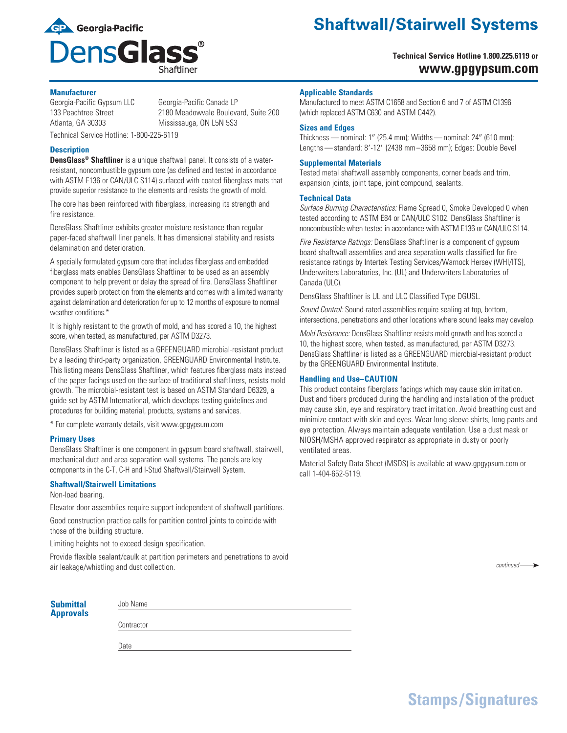Georgia-Pacific

# DensGlass® Shaftliner

# Shaftwall/Stairwell Systems

**Technical Service Hotline 1.800.225.6119 or**
**www.gpgypsum.com**

### Manufacturer

Georgia-Pacific Gypsum LLC
133 Peachtree Street
Atlanta, GA 30303

Georgia-Pacific Canada LP
2180 Meadowvale Boulevard, Suite 200
Mississauga, ON L5N 5S3

Technical Service Hotline: 1-800-225-6119

### Description

**DensGlass® Shaftliner** is a unique shaftwall panel. It consists of a water-resistant, noncombustible gypsum core (as defined and tested in accordance with ASTM E136 or CAN/ULC S114) surfaced with coated fiberglass mats that provide superior resistance to the elements and resists the growth of mold.

The core has been reinforced with fiberglass, increasing its strength and fire resistance.

DensGlass Shaftliner exhibits greater moisture resistance than regular paper-faced shaftwall liner panels. It has dimensional stability and resists delamination and deterioration.

A specially formulated gypsum core that includes fiberglass and embedded fiberglass mats enables DensGlass Shaftliner to be used as an assembly component to help prevent or delay the spread of fire. DensGlass Shaftliner provides superb protection from the elements and comes with a limited warranty against delamination and deterioration for up to 12 months of exposure to normal weather conditions.*

It is highly resistant to the growth of mold, and has scored a 10, the highest score, when tested, as manufactured, per ASTM D3273.

DensGlass Shaftliner is listed as a GREENGUARD microbial-resistant product by a leading third-party organization, GREENGUARD Environmental Institute. This listing means DensGlass Shaftliner, which features fiberglass mats instead of the paper facings used on the surface of traditional shaftliners, resists mold growth. The microbial-resistant test is based on ASTM Standard D6329, a guide set by ASTM International, which develops testing guidelines and procedures for building material, products, systems and services.

* For complete warranty details, visit www.gpgypsum.com

### Primary Uses

DensGlass Shaftliner is one component in gypsum board shaftwall, stairwell, mechanical duct and area separation wall systems. The panels are key components in the C-T, C-H and I-Stud Shaftwall/Stairwell System.

### Shaftwall/Stairwell Limitations

Non-load bearing.

Elevator door assemblies require support independent of shaftwall partitions.

Good construction practice calls for partition control joints to coincide with those of the building structure.

Limiting heights not to exceed design specification.

Provide flexible sealant/caulk at partition perimeters and penetrations to avoid air leakage/whistling and dust collection.

### Applicable Standards

Manufactured to meet ASTM C1658 and Section 6 and 7 of ASTM C1396 (which replaced ASTM C630 and ASTM C442).

### Sizes and Edges

Thickness — nominal: 1″ (25.4 mm); Widths — nominal: 24″ (610 mm); Lengths — standard: 8′-12′ (2438 mm–3658 mm); Edges: Double Bevel

### Supplemental Materials

Tested metal shaftwall assembly components, corner beads and trim, expansion joints, joint tape, joint compound, sealants.

### Technical Data

*Surface Burning Characteristics:* Flame Spread 0, Smoke Developed 0 when tested according to ASTM E84 or CAN/ULC S102. DensGlass Shaftliner is noncombustible when tested in accordance with ASTM E136 or CAN/ULC S114.

*Fire Resistance Ratings:* DensGlass Shaftliner is a component of gypsum board shaftwall assemblies and area separation walls classified for fire resistance ratings by Intertek Testing Services/Warnock Hersey (WHI/ITS), Underwriters Laboratories, Inc. (UL) and Underwriters Laboratories of Canada (ULC).

DensGlass Shaftliner is UL and ULC Classified Type DGUSL.

*Sound Control:* Sound-rated assemblies require sealing at top, bottom, intersections, penetrations and other locations where sound leaks may develop.

*Mold Resistance:* DensGlass Shaftliner resists mold growth and has scored a 10, the highest score, when tested, as manufactured, per ASTM D3273. DensGlass Shaftliner is listed as a GREENGUARD microbial-resistant product by the GREENGUARD Environmental Institute.

### Handling and Use–CAUTION

This product contains fiberglass facings which may cause skin irritation. Dust and fibers produced during the handling and installation of the product may cause skin, eye and respiratory tract irritation. Avoid breathing dust and minimize contact with skin and eyes. Wear long sleeve shirts, long pants and eye protection. Always maintain adequate ventilation. Use a dust mask or NIOSH/MSHA approved respirator as appropriate in dusty or poorly ventilated areas.

Material Safety Data Sheet (MSDS) is available at www.gpgypsum.com or call 1-404-652-5119.

*continued*

### Submittal Approvals

Job Name ______________________

Contractor ______________________

Date ______________________

## Stamps/Signatures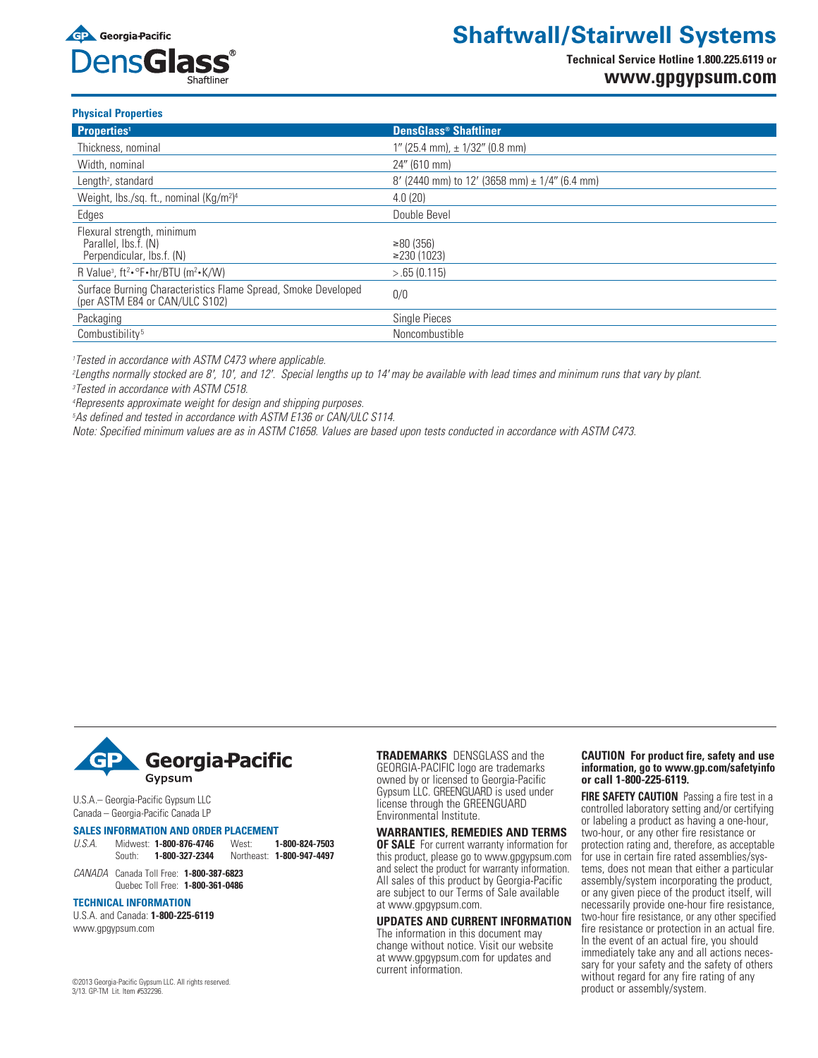# Shaftwall/Stairwell Systems

**Technical Service Hotline 1.800.225.6119 or**
**www.gpgypsum.com**

### Physical Properties

| Properties[1] | DensGlass® Shaftliner |
|---|---|
| Thickness, nominal | 1″ (25.4 mm), ± 1/32″ (0.8 mm) |
| Width, nominal | 24″ (610 mm) |
| Length[2], standard | 8′ (2440 mm) to 12′ (3658 mm) ± 1/4″ (6.4 mm) |
| Weight, lbs./sq. ft., nominal (Kg/m²)[4] | 4.0 (20) |
| Edges | Double Bevel |
| Flexural strength, minimum<br>Parallel, lbs.f. (N)<br>Perpendicular, lbs.f. (N) | <br>≥80 (356)<br>≥230 (1023) |
| R Value[3], ft²•°F•hr/BTU (m²•K/W) | > .65 (0.115) |
| Surface Burning Characteristics Flame Spread, Smoke Developed (per ASTM E84 or CAN/ULC S102) | 0/0 |
| Packaging | Single Pieces |
| Combustibility[5] | Noncombustible |

*[1] Tested in accordance with ASTM C473 where applicable.*
*[2] Lengths normally stocked are 8′, 10′, and 12′. Special lengths up to 14′ may be available with lead times and minimum runs that vary by plant.*
*[3] Tested in accordance with ASTM C518.*
*[4] Represents approximate weight for design and shipping purposes.*
*[5] As defined and tested in accordance with ASTM E136 or CAN/ULC S114.*
*Note: Specified minimum values are as in ASTM C1658. Values are based upon tests conducted in accordance with ASTM C473.*

U.S.A.– Georgia-Pacific Gypsum LLC
Canada – Georgia-Pacific Canada LP

**SALES INFORMATION AND ORDER PLACEMENT**

*U.S.A.* Midwest: **1-800-876-4746** West: **1-800-824-7503**
South: **1-800-327-2344** Northeast: **1-800-947-4497**

*CANADA* Canada Toll Free: **1-800-387-6823**
Quebec Toll Free: **1-800-361-0486**

**TECHNICAL INFORMATION**

U.S.A. and Canada: **1-800-225-6119**
www.gpgypsum.com

©2013 Georgia-Pacific Gypsum LLC. All rights reserved.
3/13. GP-TM Lit. Item #532296.

**TRADEMARKS** DENSGLASS and the GEORGIA-PACIFIC logo are trademarks owned by or licensed to Georgia-Pacific Gypsum LLC. GREENGUARD is used under license through the GREENGUARD Environmental Institute.

**WARRANTIES, REMEDIES AND TERMS OF SALE** For current warranty information for this product, please go to www.gpgypsum.com and select the product for warranty information. All sales of this product by Georgia-Pacific are subject to our Terms of Sale available at www.gpgypsum.com.

**UPDATES AND CURRENT INFORMATION** The information in this document may change without notice. Visit our website at www.gpgypsum.com for updates and current information.

**CAUTION For product fire, safety and use information, go to www.gp.com/safetyinfo or call 1-800-225-6119.**

**FIRE SAFETY CAUTION** Passing a fire test in a controlled laboratory setting and/or certifying or labeling a product as having a one-hour, two-hour, or any other fire resistance or protection rating and, therefore, as acceptable for use in certain fire rated assemblies/systems, does not mean that either a particular assembly/system incorporating the product, or any given piece of the product itself, will necessarily provide one-hour fire resistance, two-hour fire resistance, or any other specified fire resistance or protection in an actual fire. In the event of an actual fire, you should immediately take any and all actions necessary for your safety and the safety of others without regard for any fire rating of any product or assembly/system.